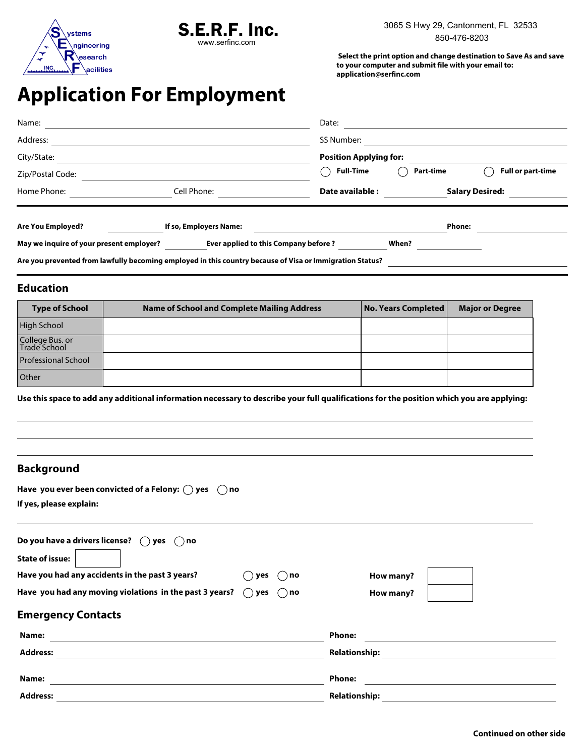Systems Engineering Research Facilities INC.

**S.E.R.F. Inc.**
www.serfinc.com

3065 S Hwy 29, Cantonment, FL 32533
850-476-8203

**Select the print option and change destination to Save As and save to your computer and submit file with your email to: application@serfinc.com**

# Application For Employment

Name: ______________________ Date: ______________________

Address: ______________________ SS Number: ______________________

City/State: ______________________ **Position Applying for:** ______________________

Zip/Postal Code: ______________________ ◯ **Full-Time** ◯ **Part-time** ◯ **Full or part-time**

Home Phone: __________ Cell Phone: __________ **Date available :** __________ **Salary Desired:** __________

---

**Are You Employed?** __________ **If so, Employers Name:** ______________________ **Phone:** __________

**May we inquire of your present employer?** __________ **Ever applied to this Company before ?** __________ **When?** __________

**Are you prevented from lawfully becoming employed in this country because of Visa or Immigration Status?** __________

---

## Education

| Type of School | Name of School and Complete Mailing Address | No. Years Completed | Major or Degree |
|---|---|---|---|
| High School | | | |
| College Bus. or Trade School | | | |
| Professional School | | | |
| Other | | | |

**Use this space to add any additional information necessary to describe your full qualifications for the position which you are applying:**

______________________________________________

______________________________________________

______________________________________________

## Background

**Have you ever been convicted of a Felony:** ◯ **yes** ◯ **no**

**If yes, please explain:**

______________________________________________

**Do you have a drivers license?** ◯ **yes** ◯ **no**

**State of issue:** __________

**Have you had any accidents in the past 3 years?** ◯ **yes** ◯ **no** **How many?** __________

**Have you had any moving violations in the past 3 years?** ◯ **yes** ◯ **no** **How many?** __________

## Emergency Contacts

**Name:** ______________________ **Phone:** ______________________

**Address:** ______________________ **Relationship:** ______________________

**Name:** ______________________ **Phone:** ______________________

**Address:** ______________________ **Relationship:** ______________________

**Continued on other side**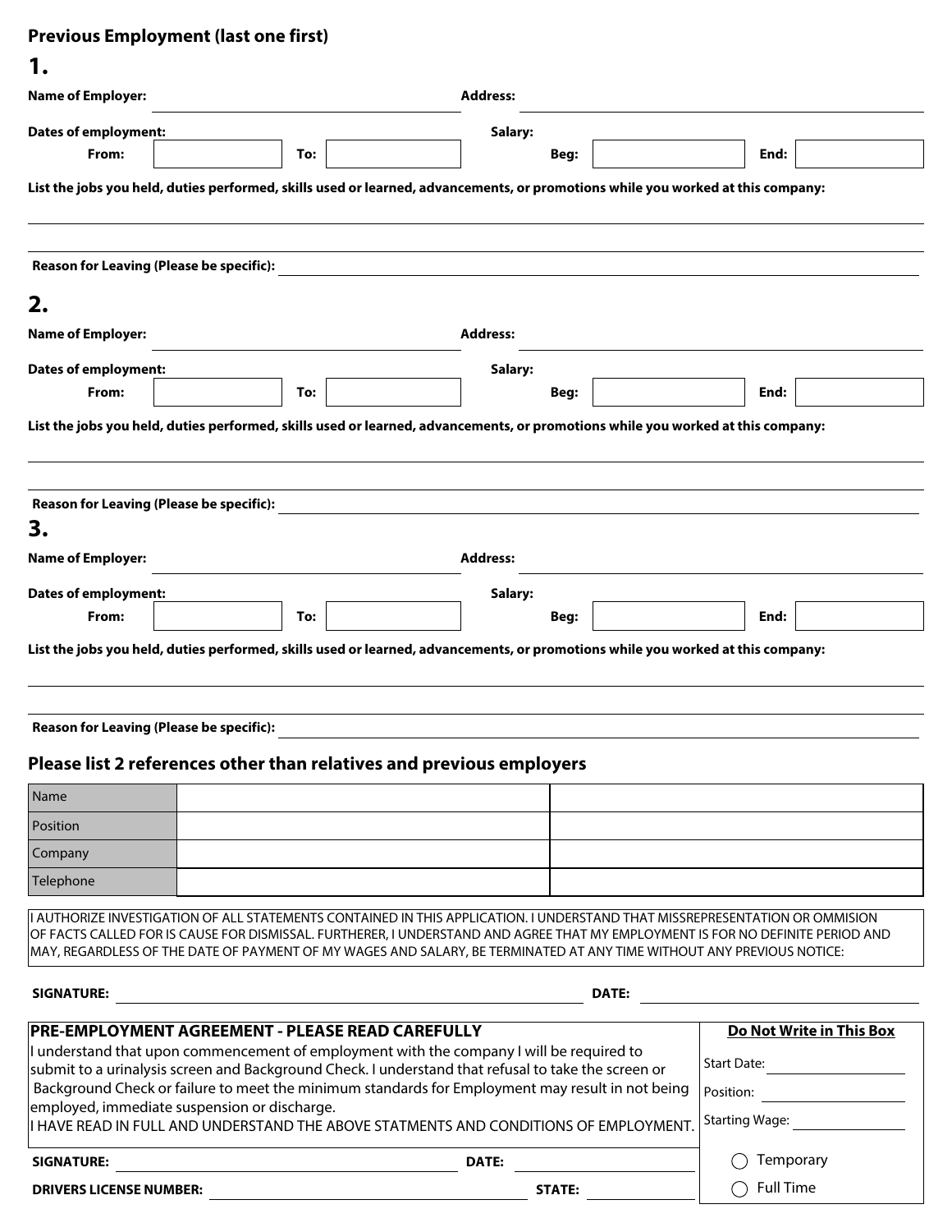## Previous Employment (last one first)

### 1.

**Name of Employer:** \_\_\_\_\_\_\_\_\_\_\_\_\_\_\_\_\_\_\_\_ **Address:** \_\_\_\_\_\_\_\_\_\_\_\_\_\_\_\_\_\_\_\_

**Dates of employment:** **Salary:**

**From:** \_\_\_\_\_\_\_\_ **To:** \_\_\_\_\_\_\_\_ **Beg:** \_\_\_\_\_\_\_\_ **End:** \_\_\_\_\_\_\_\_

**List the jobs you held, duties performed, skills used or learned, advancements, or promotions while you worked at this company:**

\_\_\_\_\_\_\_\_\_\_\_\_\_\_\_\_\_\_\_\_\_\_\_\_\_\_\_\_\_\_\_\_\_\_\_\_\_\_\_\_

\_\_\_\_\_\_\_\_\_\_\_\_\_\_\_\_\_\_\_\_\_\_\_\_\_\_\_\_\_\_\_\_\_\_\_\_\_\_\_\_

**Reason for Leaving (Please be specific):** \_\_\_\_\_\_\_\_\_\_\_\_\_\_\_\_\_\_\_\_

### 2.

**Name of Employer:** \_\_\_\_\_\_\_\_\_\_\_\_\_\_\_\_\_\_\_\_ **Address:** \_\_\_\_\_\_\_\_\_\_\_\_\_\_\_\_\_\_\_\_

**Dates of employment:** **Salary:**

**From:** \_\_\_\_\_\_\_\_ **To:** \_\_\_\_\_\_\_\_ **Beg:** \_\_\_\_\_\_\_\_ **End:** \_\_\_\_\_\_\_\_

**List the jobs you held, duties performed, skills used or learned, advancements, or promotions while you worked at this company:**

\_\_\_\_\_\_\_\_\_\_\_\_\_\_\_\_\_\_\_\_\_\_\_\_\_\_\_\_\_\_\_\_\_\_\_\_\_\_\_\_

\_\_\_\_\_\_\_\_\_\_\_\_\_\_\_\_\_\_\_\_\_\_\_\_\_\_\_\_\_\_\_\_\_\_\_\_\_\_\_\_

**Reason for Leaving (Please be specific):** \_\_\_\_\_\_\_\_\_\_\_\_\_\_\_\_\_\_\_\_

### 3.

**Name of Employer:** \_\_\_\_\_\_\_\_\_\_\_\_\_\_\_\_\_\_\_\_ **Address:** \_\_\_\_\_\_\_\_\_\_\_\_\_\_\_\_\_\_\_\_

**Dates of employment:** **Salary:**

**From:** \_\_\_\_\_\_\_\_ **To:** \_\_\_\_\_\_\_\_ **Beg:** \_\_\_\_\_\_\_\_ **End:** \_\_\_\_\_\_\_\_

**List the jobs you held, duties performed, skills used or learned, advancements, or promotions while you worked at this company:**

\_\_\_\_\_\_\_\_\_\_\_\_\_\_\_\_\_\_\_\_\_\_\_\_\_\_\_\_\_\_\_\_\_\_\_\_\_\_\_\_

\_\_\_\_\_\_\_\_\_\_\_\_\_\_\_\_\_\_\_\_\_\_\_\_\_\_\_\_\_\_\_\_\_\_\_\_\_\_\_\_

**Reason for Leaving (Please be specific):** \_\_\_\_\_\_\_\_\_\_\_\_\_\_\_\_\_\_\_\_

## Please list 2 references other than relatives and previous employers

| | | |
|---|---|---|
| Name | | |
| Position | | |
| Company | | |
| Telephone | | |

I AUTHORIZE INVESTIGATION OF ALL STATEMENTS CONTAINED IN THIS APPLICATION. I UNDERSTAND THAT MISSREPRESENTATION OR OMMISION OF FACTS CALLED FOR IS CAUSE FOR DISMISSAL. FURTHERER, I UNDERSTAND AND AGREE THAT MY EMPLOYMENT IS FOR NO DEFINITE PERIOD AND MAY, REGARDLESS OF THE DATE OF PAYMENT OF MY WAGES AND SALARY, BE TERMINATED AT ANY TIME WITHOUT ANY PREVIOUS NOTICE:

**SIGNATURE:** \_\_\_\_\_\_\_\_\_\_\_\_\_\_\_\_\_\_\_\_ **DATE:** \_\_\_\_\_\_\_\_\_\_

**PRE-EMPLOYMENT AGREEMENT - PLEASE READ CAREFULLY**

I understand that upon commencement of employment with the company I will be required to submit to a urinalysis screen and Background Check. I understand that refusal to take the screen or Background Check or failure to meet the minimum standards for Employment may result in not being employed, immediate suspension or discharge.

I HAVE READ IN FULL AND UNDERSTAND THE ABOVE STATMENTS AND CONDITIONS OF EMPLOYMENT.

**SIGNATURE:** \_\_\_\_\_\_\_\_\_\_\_\_\_\_\_\_\_\_\_\_ **DATE:** \_\_\_\_\_\_\_\_\_\_

**DRIVERS LICENSE NUMBER:** \_\_\_\_\_\_\_\_\_\_\_\_\_\_\_\_\_\_\_\_ **STATE:** \_\_\_\_\_\_\_\_\_\_

**Do Not Write in This Box**

Start Date: \_\_\_\_\_\_\_\_\_\_

Position: \_\_\_\_\_\_\_\_\_\_

Starting Wage: \_\_\_\_\_\_\_\_\_\_

◯ Temporary

◯ Full Time